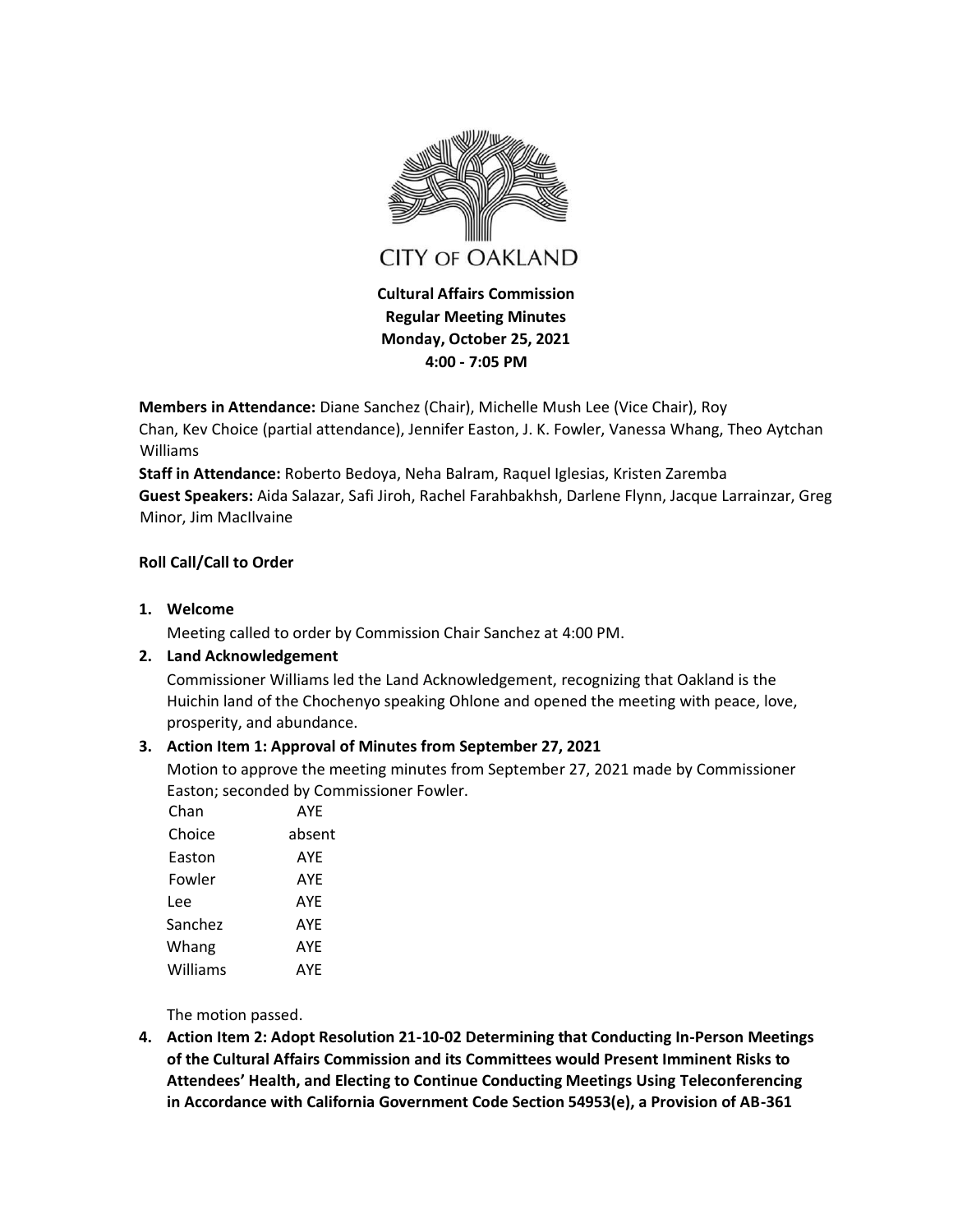CITY OF OAKLAND

**Cultural Affairs Commission**
**Regular Meeting Minutes**
**Monday, October 25, 2021**
**4:00 - 7:05 PM**

**Members in Attendance:** Diane Sanchez (Chair), Michelle Mush Lee (Vice Chair), Roy Chan, Kev Choice (partial attendance), Jennifer Easton, J. K. Fowler, Vanessa Whang, Theo Aytchan Williams

**Staff in Attendance:** Roberto Bedoya, Neha Balram, Raquel Iglesias, Kristen Zaremba

**Guest Speakers:** Aida Salazar, Safi Jiroh, Rachel Farahbakhsh, Darlene Flynn, Jacque Larrainzar, Greg Minor, Jim MacIlvaine

**Roll Call/Call to Order**

1. **Welcome**

   Meeting called to order by Commission Chair Sanchez at 4:00 PM.

2. **Land Acknowledgement**

   Commissioner Williams led the Land Acknowledgement, recognizing that Oakland is the Huichin land of the Chochenyo speaking Ohlone and opened the meeting with peace, love, prosperity, and abundance.

3. **Action Item 1: Approval of Minutes from September 27, 2021**

   Motion to approve the meeting minutes from September 27, 2021 made by Commissioner Easton; seconded by Commissioner Fowler.

   | | |
   |---|---|
   | Chan | AYE |
   | Choice | absent |
   | Easton | AYE |
   | Fowler | AYE |
   | Lee | AYE |
   | Sanchez | AYE |
   | Whang | AYE |
   | Williams | AYE |

   The motion passed.

4. **Action Item 2: Adopt Resolution 21-10-02 Determining that Conducting In-Person Meetings of the Cultural Affairs Commission and its Committees would Present Imminent Risks to Attendees' Health, and Electing to Continue Conducting Meetings Using Teleconferencing in Accordance with California Government Code Section 54953(e), a Provision of AB-361**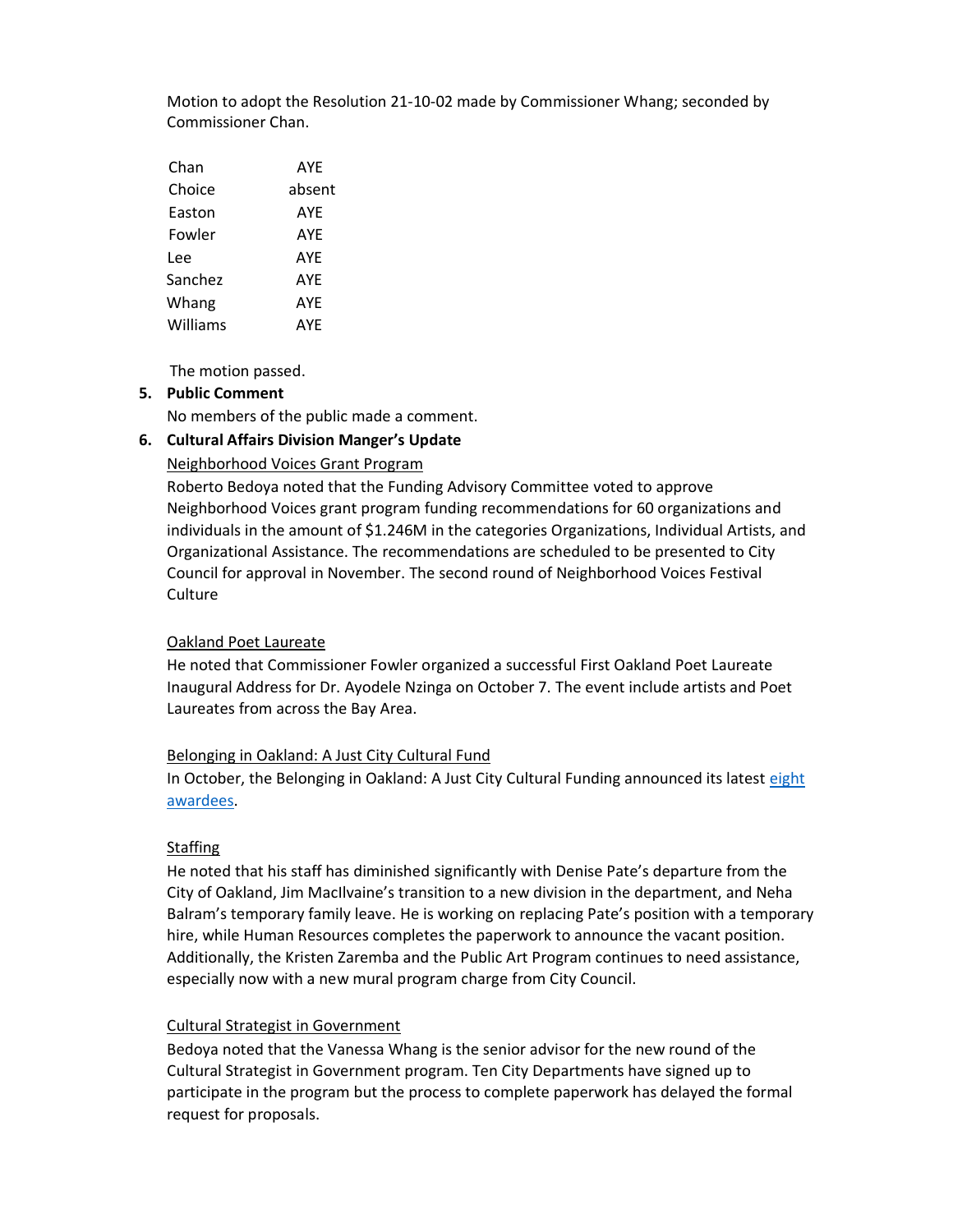Motion to adopt the Resolution 21-10-02 made by Commissioner Whang; seconded by Commissioner Chan.

| | |
|---|---|
| Chan | AYE |
| Choice | absent |
| Easton | AYE |
| Fowler | AYE |
| Lee | AYE |
| Sanchez | AYE |
| Whang | AYE |
| Williams | AYE |

The motion passed.

5. **Public Comment**

   No members of the public made a comment.

6. **Cultural Affairs Division Manger's Update**

   Neighborhood Voices Grant Program

   Roberto Bedoya noted that the Funding Advisory Committee voted to approve Neighborhood Voices grant program funding recommendations for 60 organizations and individuals in the amount of $1.246M in the categories Organizations, Individual Artists, and Organizational Assistance. The recommendations are scheduled to be presented to City Council for approval in November. The second round of Neighborhood Voices Festival Culture

   Oakland Poet Laureate

   He noted that Commissioner Fowler organized a successful First Oakland Poet Laureate Inaugural Address for Dr. Ayodele Nzinga on October 7. The event include artists and Poet Laureates from across the Bay Area.

   Belonging in Oakland: A Just City Cultural Fund

   In October, the Belonging in Oakland: A Just City Cultural Funding announced its latest eight awardees.

   Staffing

   He noted that his staff has diminished significantly with Denise Pate's departure from the City of Oakland, Jim MacIlvaine's transition to a new division in the department, and Neha Balram's temporary family leave. He is working on replacing Pate's position with a temporary hire, while Human Resources completes the paperwork to announce the vacant position. Additionally, the Kristen Zaremba and the Public Art Program continues to need assistance, especially now with a new mural program charge from City Council.

   Cultural Strategist in Government

   Bedoya noted that the Vanessa Whang is the senior advisor for the new round of the Cultural Strategist in Government program. Ten City Departments have signed up to participate in the program but the process to complete paperwork has delayed the formal request for proposals.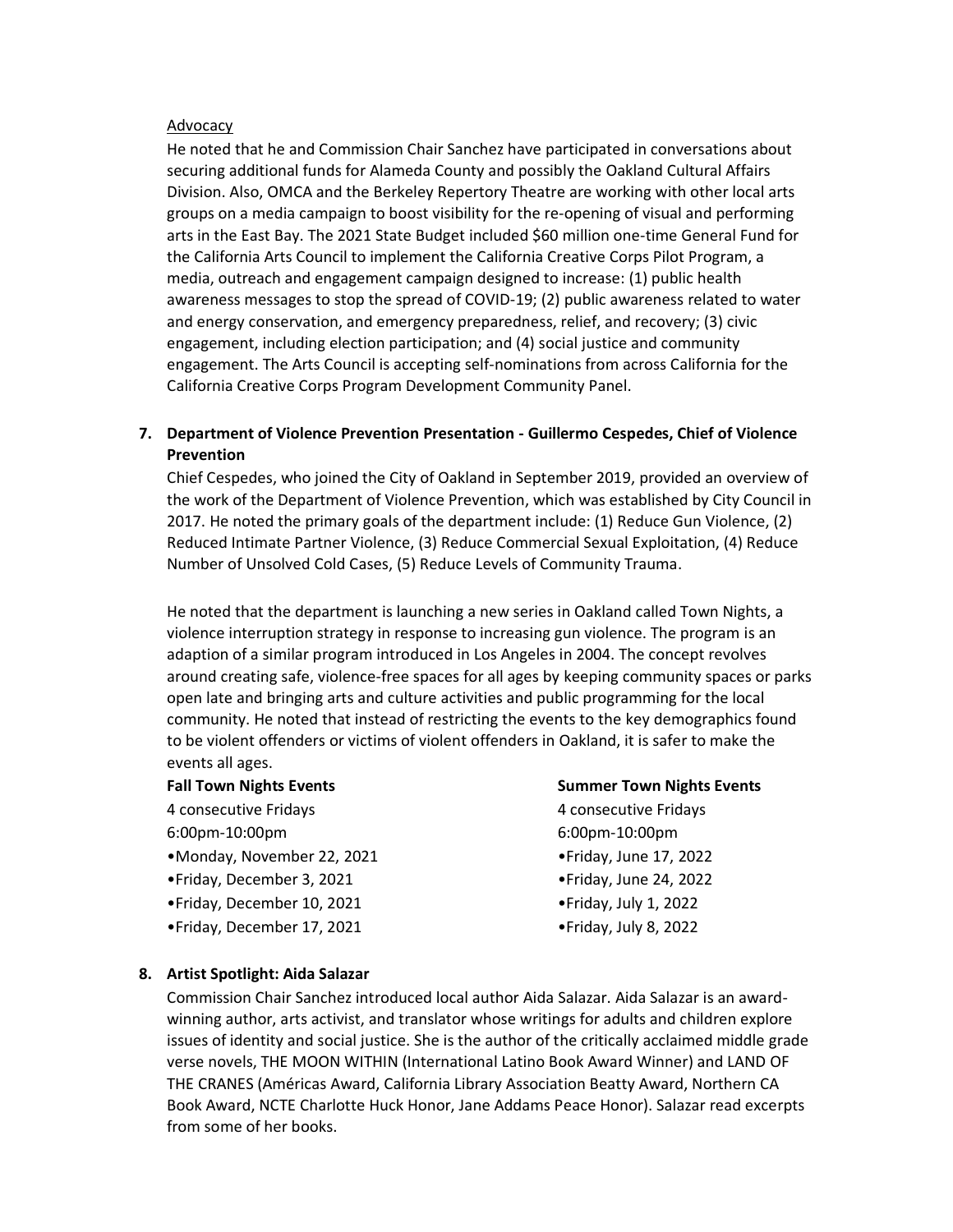Advocacy

He noted that he and Commission Chair Sanchez have participated in conversations about securing additional funds for Alameda County and possibly the Oakland Cultural Affairs Division. Also, OMCA and the Berkeley Repertory Theatre are working with other local arts groups on a media campaign to boost visibility for the re-opening of visual and performing arts in the East Bay. The 2021 State Budget included $60 million one-time General Fund for the California Arts Council to implement the California Creative Corps Pilot Program, a media, outreach and engagement campaign designed to increase: (1) public health awareness messages to stop the spread of COVID-19; (2) public awareness related to water and energy conservation, and emergency preparedness, relief, and recovery; (3) civic engagement, including election participation; and (4) social justice and community engagement. The Arts Council is accepting self-nominations from across California for the California Creative Corps Program Development Community Panel.

**7. Department of Violence Prevention Presentation - Guillermo Cespedes, Chief of Violence Prevention**

Chief Cespedes, who joined the City of Oakland in September 2019, provided an overview of the work of the Department of Violence Prevention, which was established by City Council in 2017. He noted the primary goals of the department include: (1) Reduce Gun Violence, (2) Reduced Intimate Partner Violence, (3) Reduce Commercial Sexual Exploitation, (4) Reduce Number of Unsolved Cold Cases, (5) Reduce Levels of Community Trauma.

He noted that the department is launching a new series in Oakland called Town Nights, a violence interruption strategy in response to increasing gun violence. The program is an adaption of a similar program introduced in Los Angeles in 2004. The concept revolves around creating safe, violence-free spaces for all ages by keeping community spaces or parks open late and bringing arts and culture activities and public programming for the local community. He noted that instead of restricting the events to the key demographics found to be violent offenders or victims of violent offenders in Oakland, it is safer to make the events all ages.

**Fall Town Nights Events**

4 consecutive Fridays
6:00pm-10:00pm

- Monday, November 22, 2021
- Friday, December 3, 2021
- Friday, December 10, 2021
- Friday, December 17, 2021

**Summer Town Nights Events**

4 consecutive Fridays
6:00pm-10:00pm

- Friday, June 17, 2022
- Friday, June 24, 2022
- Friday, July 1, 2022
- Friday, July 8, 2022

**8. Artist Spotlight: Aida Salazar**

Commission Chair Sanchez introduced local author Aida Salazar. Aida Salazar is an award-winning author, arts activist, and translator whose writings for adults and children explore issues of identity and social justice. She is the author of the critically acclaimed middle grade verse novels, THE MOON WITHIN (International Latino Book Award Winner) and LAND OF THE CRANES (Américas Award, California Library Association Beatty Award, Northern CA Book Award, NCTE Charlotte Huck Honor, Jane Addams Peace Honor). Salazar read excerpts from some of her books.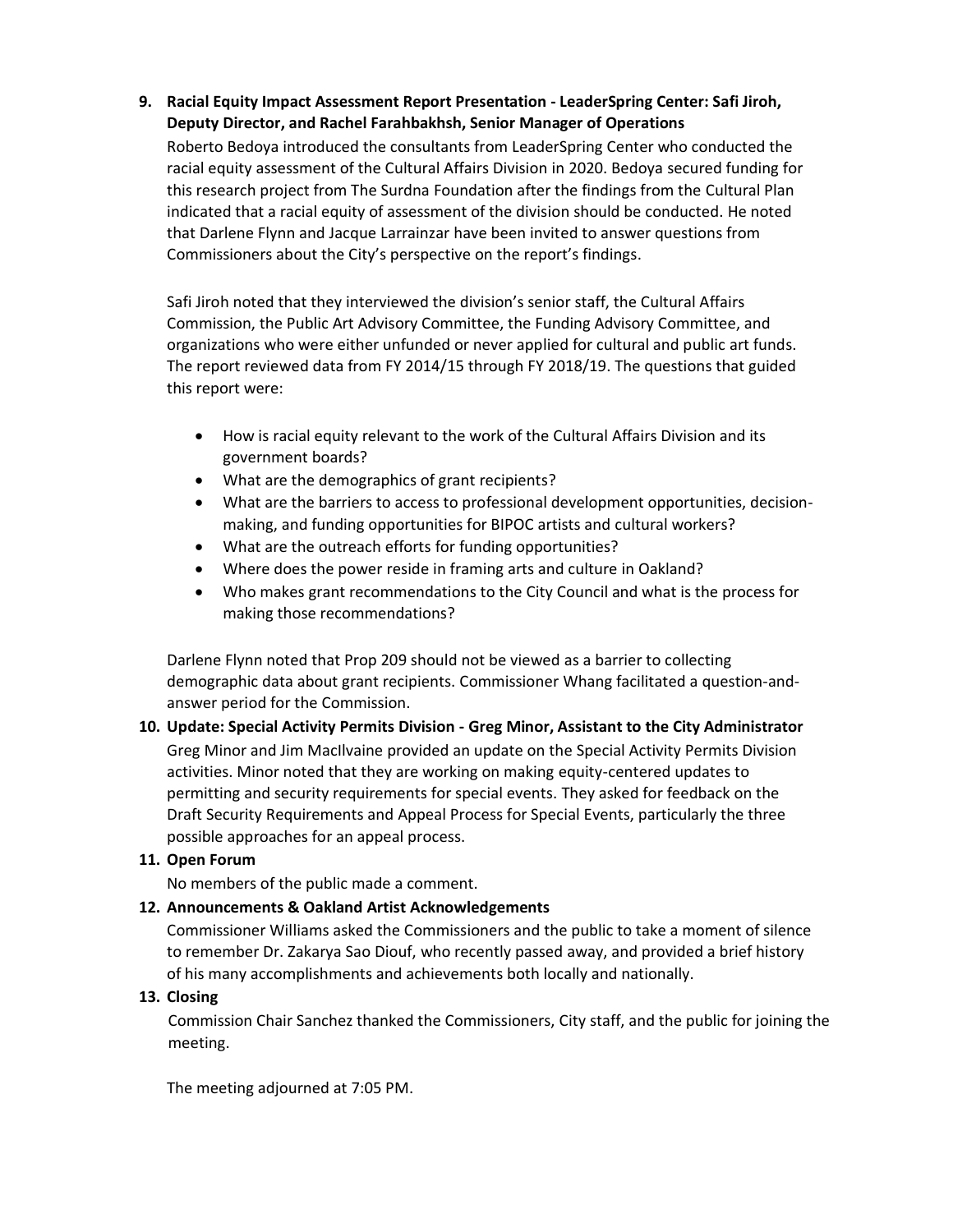9. **Racial Equity Impact Assessment Report Presentation - LeaderSpring Center: Safi Jiroh, Deputy Director, and Rachel Farahbakhsh, Senior Manager of Operations**

   Roberto Bedoya introduced the consultants from LeaderSpring Center who conducted the racial equity assessment of the Cultural Affairs Division in 2020. Bedoya secured funding for this research project from The Surdna Foundation after the findings from the Cultural Plan indicated that a racial equity of assessment of the division should be conducted. He noted that Darlene Flynn and Jacque Larrainzar have been invited to answer questions from Commissioners about the City's perspective on the report's findings.

   Safi Jiroh noted that they interviewed the division's senior staff, the Cultural Affairs Commission, the Public Art Advisory Committee, the Funding Advisory Committee, and organizations who were either unfunded or never applied for cultural and public art funds. The report reviewed data from FY 2014/15 through FY 2018/19. The questions that guided this report were:

   - How is racial equity relevant to the work of the Cultural Affairs Division and its government boards?
   - What are the demographics of grant recipients?
   - What are the barriers to access to professional development opportunities, decision-making, and funding opportunities for BIPOC artists and cultural workers?
   - What are the outreach efforts for funding opportunities?
   - Where does the power reside in framing arts and culture in Oakland?
   - Who makes grant recommendations to the City Council and what is the process for making those recommendations?

   Darlene Flynn noted that Prop 209 should not be viewed as a barrier to collecting demographic data about grant recipients. Commissioner Whang facilitated a question-and-answer period for the Commission.

10. **Update: Special Activity Permits Division - Greg Minor, Assistant to the City Administrator**

    Greg Minor and Jim MacIlvaine provided an update on the Special Activity Permits Division activities. Minor noted that they are working on making equity-centered updates to permitting and security requirements for special events. They asked for feedback on the Draft Security Requirements and Appeal Process for Special Events, particularly the three possible approaches for an appeal process.

11. **Open Forum**

    No members of the public made a comment.

12. **Announcements & Oakland Artist Acknowledgements**

    Commissioner Williams asked the Commissioners and the public to take a moment of silence to remember Dr. Zakarya Sao Diouf, who recently passed away, and provided a brief history of his many accomplishments and achievements both locally and nationally.

13. **Closing**

    Commission Chair Sanchez thanked the Commissioners, City staff, and the public for joining the meeting.

    The meeting adjourned at 7:05 PM.